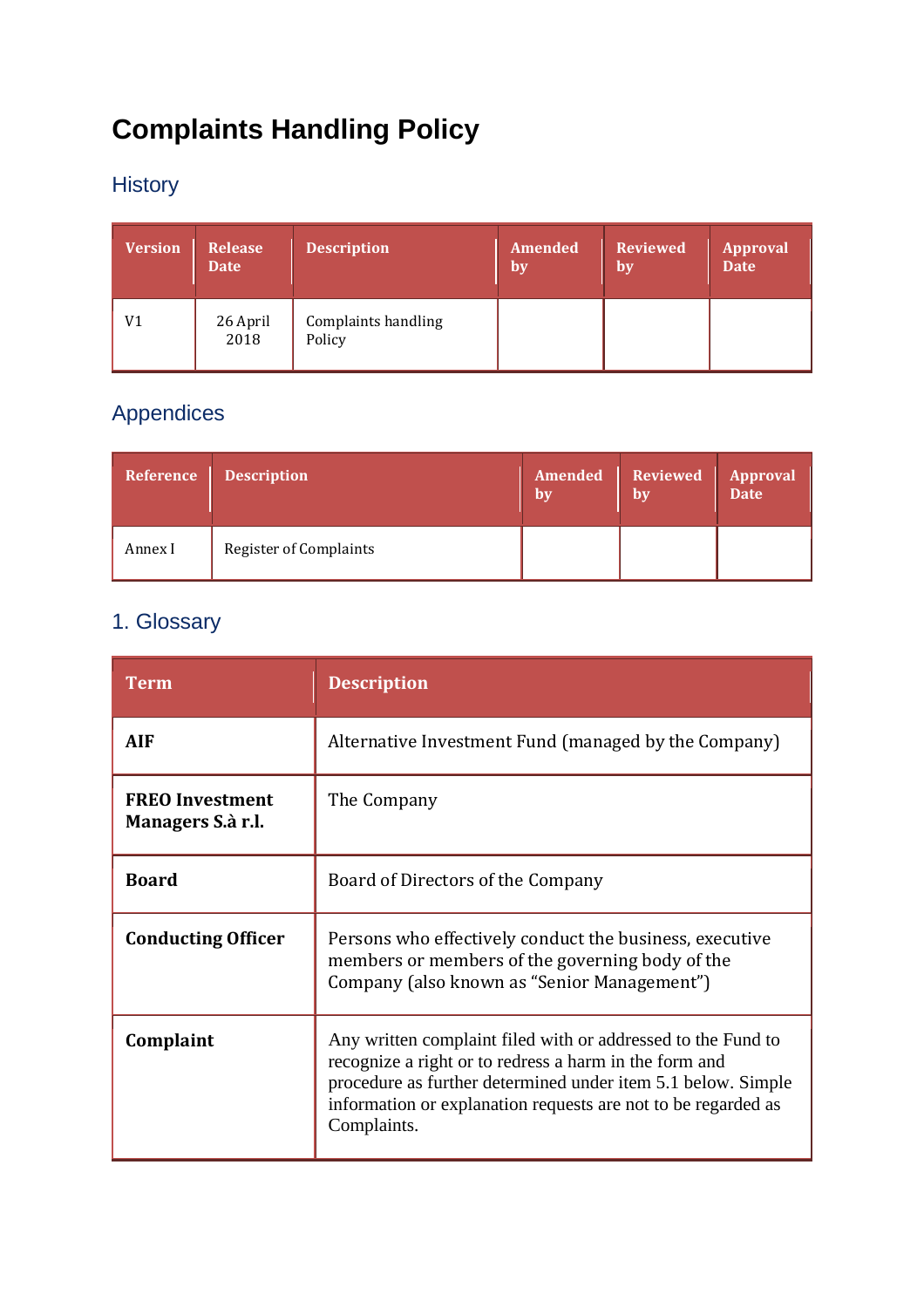# Complaints Handling Policy

## History

| Version | Release Date | Description | Amended by | Reviewed by | Approval Date |
|---|---|---|---|---|---|
| V1 | 26 April 2018 | Complaints handling Policy | | | |

## Appendices

| Reference | Description | Amended by | Reviewed by | Approval Date |
|---|---|---|---|---|
| Annex I | Register of Complaints | | | |

## 1. Glossary

| Term | Description |
|---|---|
| **AIF** | Alternative Investment Fund (managed by the Company) |
| **FREO Investment Managers S.à r.l.** | The Company |
| **Board** | Board of Directors of the Company |
| **Conducting Officer** | Persons who effectively conduct the business, executive members or members of the governing body of the Company (also known as "Senior Management") |
| **Complaint** | Any written complaint filed with or addressed to the Fund to recognize a right or to redress a harm in the form and procedure as further determined under item 5.1 below. Simple information or explanation requests are not to be regarded as Complaints. |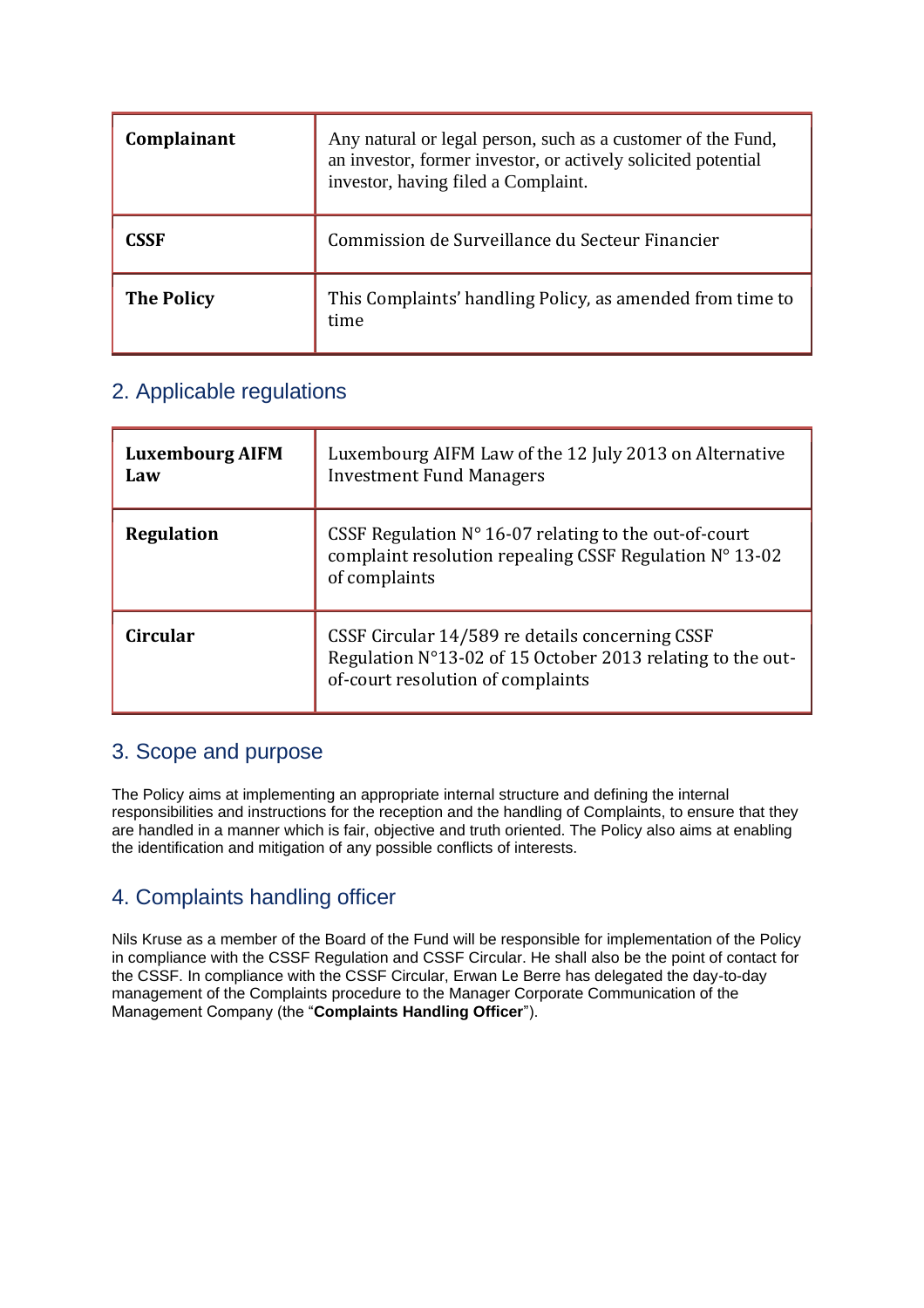| | |
|---|---|
| **Complainant** | Any natural or legal person, such as a customer of the Fund, an investor, former investor, or actively solicited potential investor, having filed a Complaint. |
| **CSSF** | Commission de Surveillance du Secteur Financier |
| **The Policy** | This Complaints' handling Policy, as amended from time to time |

## 2. Applicable regulations

| | |
|---|---|
| **Luxembourg AIFM Law** | Luxembourg AIFM Law of the 12 July 2013 on Alternative Investment Fund Managers |
| **Regulation** | CSSF Regulation N° 16-07 relating to the out-of-court complaint resolution repealing CSSF Regulation N° 13-02 of complaints |
| **Circular** | CSSF Circular 14/589 re details concerning CSSF Regulation N°13-02 of 15 October 2013 relating to the out-of-court resolution of complaints |

## 3. Scope and purpose

The Policy aims at implementing an appropriate internal structure and defining the internal responsibilities and instructions for the reception and the handling of Complaints, to ensure that they are handled in a manner which is fair, objective and truth oriented. The Policy also aims at enabling the identification and mitigation of any possible conflicts of interests.

## 4. Complaints handling officer

Nils Kruse as a member of the Board of the Fund will be responsible for implementation of the Policy in compliance with the CSSF Regulation and CSSF Circular. He shall also be the point of contact for the CSSF. In compliance with the CSSF Circular, Erwan Le Berre has delegated the day-to-day management of the Complaints procedure to the Manager Corporate Communication of the Management Company (the "**Complaints Handling Officer**").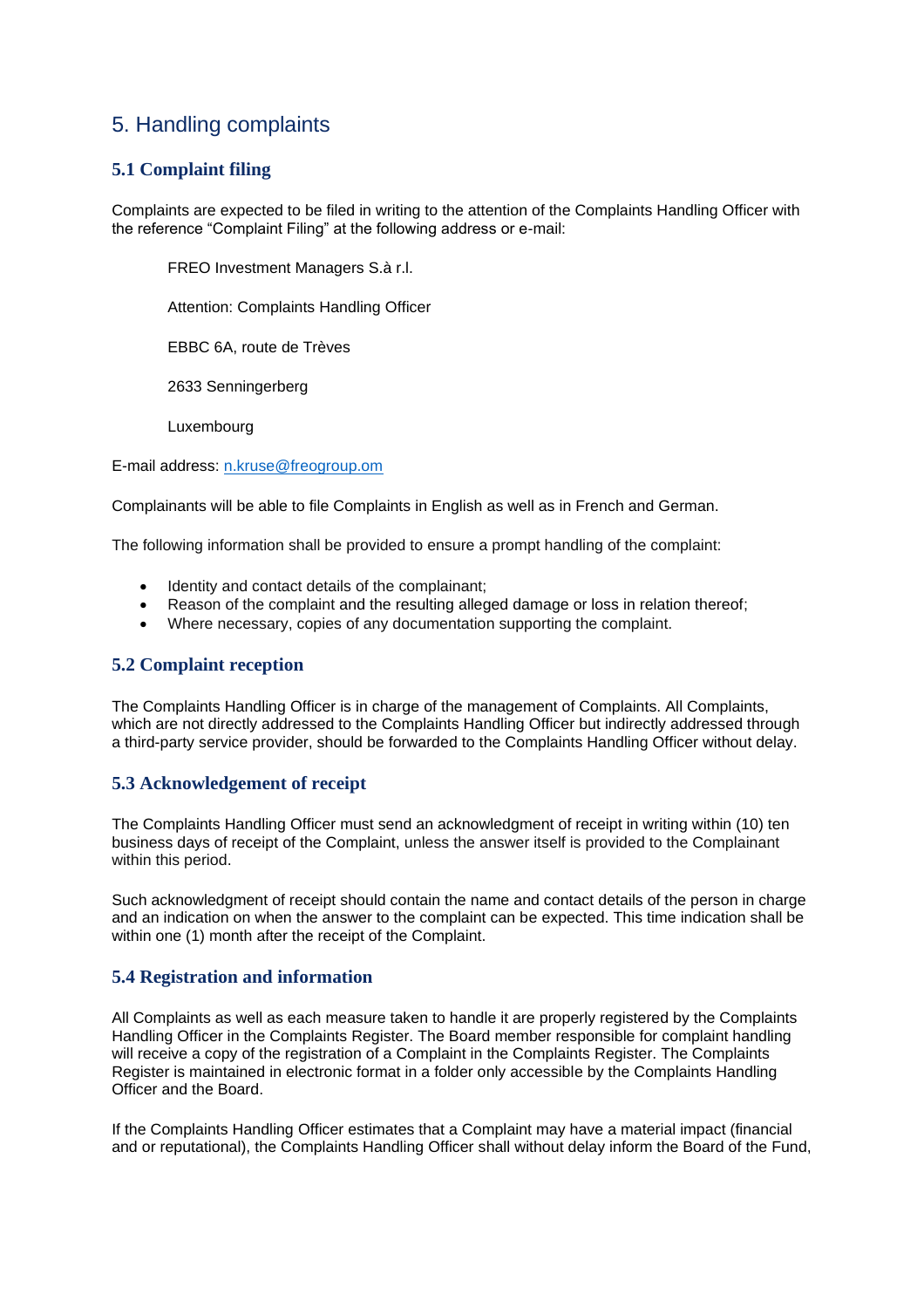# 5. Handling complaints

## 5.1 Complaint filing

Complaints are expected to be filed in writing to the attention of the Complaints Handling Officer with the reference "Complaint Filing" at the following address or e-mail:

FREO Investment Managers S.à r.l.

Attention: Complaints Handling Officer

EBBC 6A, route de Trèves

2633 Senningerberg

Luxembourg

E-mail address: n.kruse@freogroup.om

Complainants will be able to file Complaints in English as well as in French and German.

The following information shall be provided to ensure a prompt handling of the complaint:

- Identity and contact details of the complainant;
- Reason of the complaint and the resulting alleged damage or loss in relation thereof;
- Where necessary, copies of any documentation supporting the complaint.

## 5.2 Complaint reception

The Complaints Handling Officer is in charge of the management of Complaints. All Complaints, which are not directly addressed to the Complaints Handling Officer but indirectly addressed through a third-party service provider, should be forwarded to the Complaints Handling Officer without delay.

## 5.3 Acknowledgement of receipt

The Complaints Handling Officer must send an acknowledgment of receipt in writing within (10) ten business days of receipt of the Complaint, unless the answer itself is provided to the Complainant within this period.

Such acknowledgment of receipt should contain the name and contact details of the person in charge and an indication on when the answer to the complaint can be expected. This time indication shall be within one (1) month after the receipt of the Complaint.

## 5.4 Registration and information

All Complaints as well as each measure taken to handle it are properly registered by the Complaints Handling Officer in the Complaints Register. The Board member responsible for complaint handling will receive a copy of the registration of a Complaint in the Complaints Register. The Complaints Register is maintained in electronic format in a folder only accessible by the Complaints Handling Officer and the Board.

If the Complaints Handling Officer estimates that a Complaint may have a material impact (financial and or reputational), the Complaints Handling Officer shall without delay inform the Board of the Fund,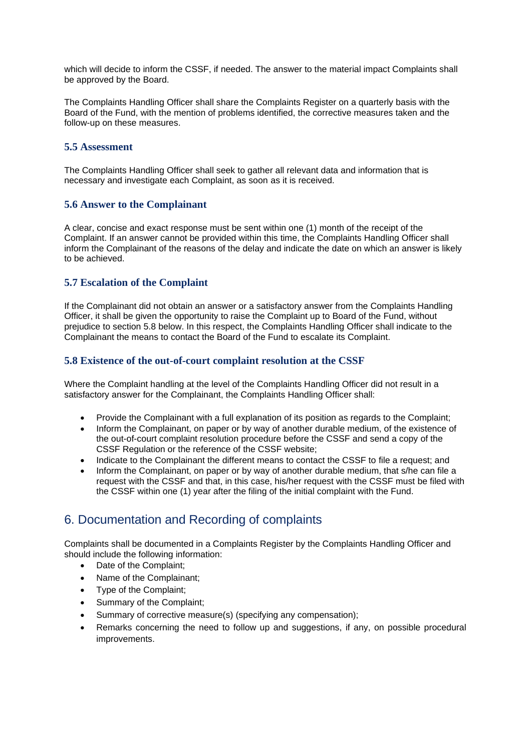which will decide to inform the CSSF, if needed. The answer to the material impact Complaints shall be approved by the Board.

The Complaints Handling Officer shall share the Complaints Register on a quarterly basis with the Board of the Fund, with the mention of problems identified, the corrective measures taken and the follow-up on these measures.

### 5.5 Assessment

The Complaints Handling Officer shall seek to gather all relevant data and information that is necessary and investigate each Complaint, as soon as it is received.

### 5.6 Answer to the Complainant

A clear, concise and exact response must be sent within one (1) month of the receipt of the Complaint. If an answer cannot be provided within this time, the Complaints Handling Officer shall inform the Complainant of the reasons of the delay and indicate the date on which an answer is likely to be achieved.

### 5.7 Escalation of the Complaint

If the Complainant did not obtain an answer or a satisfactory answer from the Complaints Handling Officer, it shall be given the opportunity to raise the Complaint up to Board of the Fund, without prejudice to section 5.8 below. In this respect, the Complaints Handling Officer shall indicate to the Complainant the means to contact the Board of the Fund to escalate its Complaint.

### 5.8 Existence of the out-of-court complaint resolution at the CSSF

Where the Complaint handling at the level of the Complaints Handling Officer did not result in a satisfactory answer for the Complainant, the Complaints Handling Officer shall:

- Provide the Complainant with a full explanation of its position as regards to the Complaint;
- Inform the Complainant, on paper or by way of another durable medium, of the existence of the out-of-court complaint resolution procedure before the CSSF and send a copy of the CSSF Regulation or the reference of the CSSF website;
- Indicate to the Complainant the different means to contact the CSSF to file a request; and
- Inform the Complainant, on paper or by way of another durable medium, that s/he can file a request with the CSSF and that, in this case, his/her request with the CSSF must be filed with the CSSF within one (1) year after the filing of the initial complaint with the Fund.

## 6. Documentation and Recording of complaints

Complaints shall be documented in a Complaints Register by the Complaints Handling Officer and should include the following information:

- Date of the Complaint;
- Name of the Complainant;
- Type of the Complaint;
- Summary of the Complaint;
- Summary of corrective measure(s) (specifying any compensation);
- Remarks concerning the need to follow up and suggestions, if any, on possible procedural improvements.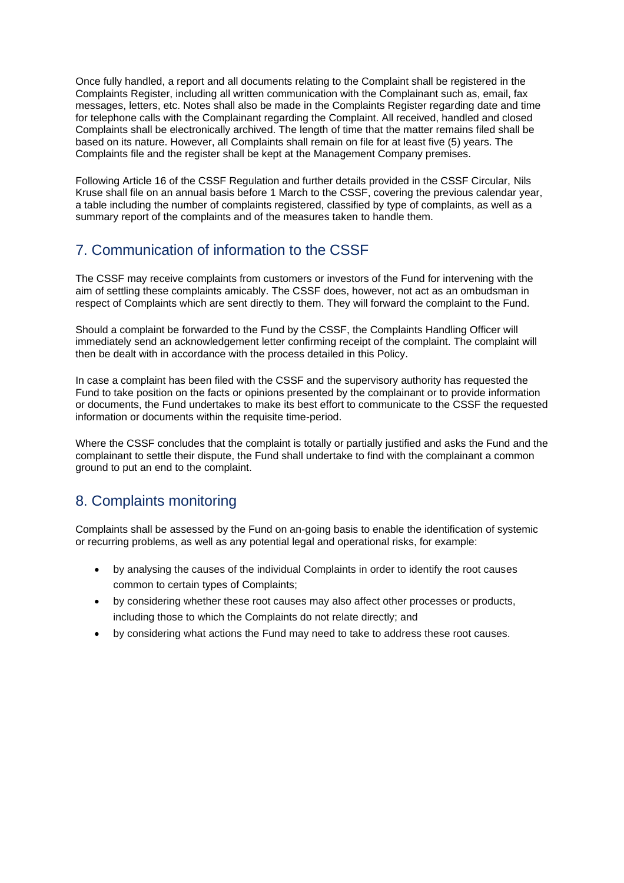Once fully handled, a report and all documents relating to the Complaint shall be registered in the Complaints Register, including all written communication with the Complainant such as, email, fax messages, letters, etc. Notes shall also be made in the Complaints Register regarding date and time for telephone calls with the Complainant regarding the Complaint. All received, handled and closed Complaints shall be electronically archived. The length of time that the matter remains filed shall be based on its nature. However, all Complaints shall remain on file for at least five (5) years. The Complaints file and the register shall be kept at the Management Company premises.

Following Article 16 of the CSSF Regulation and further details provided in the CSSF Circular, Nils Kruse shall file on an annual basis before 1 March to the CSSF, covering the previous calendar year, a table including the number of complaints registered, classified by type of complaints, as well as a summary report of the complaints and of the measures taken to handle them.

## 7. Communication of information to the CSSF

The CSSF may receive complaints from customers or investors of the Fund for intervening with the aim of settling these complaints amicably. The CSSF does, however, not act as an ombudsman in respect of Complaints which are sent directly to them. They will forward the complaint to the Fund.

Should a complaint be forwarded to the Fund by the CSSF, the Complaints Handling Officer will immediately send an acknowledgement letter confirming receipt of the complaint. The complaint will then be dealt with in accordance with the process detailed in this Policy.

In case a complaint has been filed with the CSSF and the supervisory authority has requested the Fund to take position on the facts or opinions presented by the complainant or to provide information or documents, the Fund undertakes to make its best effort to communicate to the CSSF the requested information or documents within the requisite time-period.

Where the CSSF concludes that the complaint is totally or partially justified and asks the Fund and the complainant to settle their dispute, the Fund shall undertake to find with the complainant a common ground to put an end to the complaint.

## 8. Complaints monitoring

Complaints shall be assessed by the Fund on an-going basis to enable the identification of systemic or recurring problems, as well as any potential legal and operational risks, for example:

- by analysing the causes of the individual Complaints in order to identify the root causes common to certain types of Complaints;
- by considering whether these root causes may also affect other processes or products, including those to which the Complaints do not relate directly; and
- by considering what actions the Fund may need to take to address these root causes.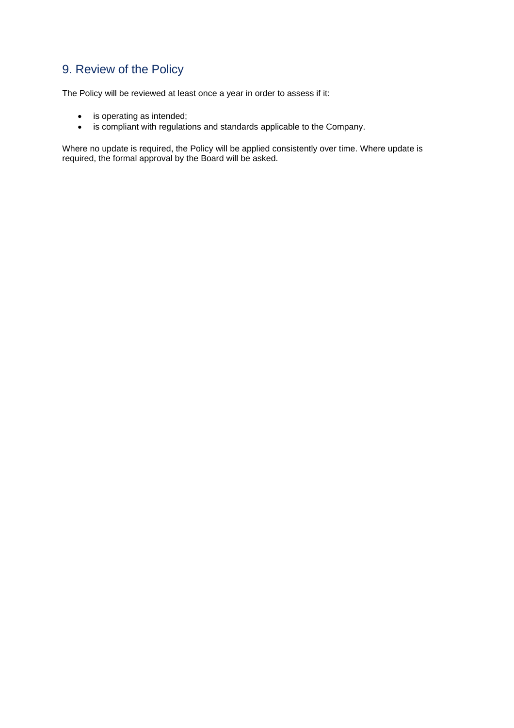## 9. Review of the Policy

The Policy will be reviewed at least once a year in order to assess if it:

- is operating as intended;
- is compliant with regulations and standards applicable to the Company.

Where no update is required, the Policy will be applied consistently over time. Where update is required, the formal approval by the Board will be asked.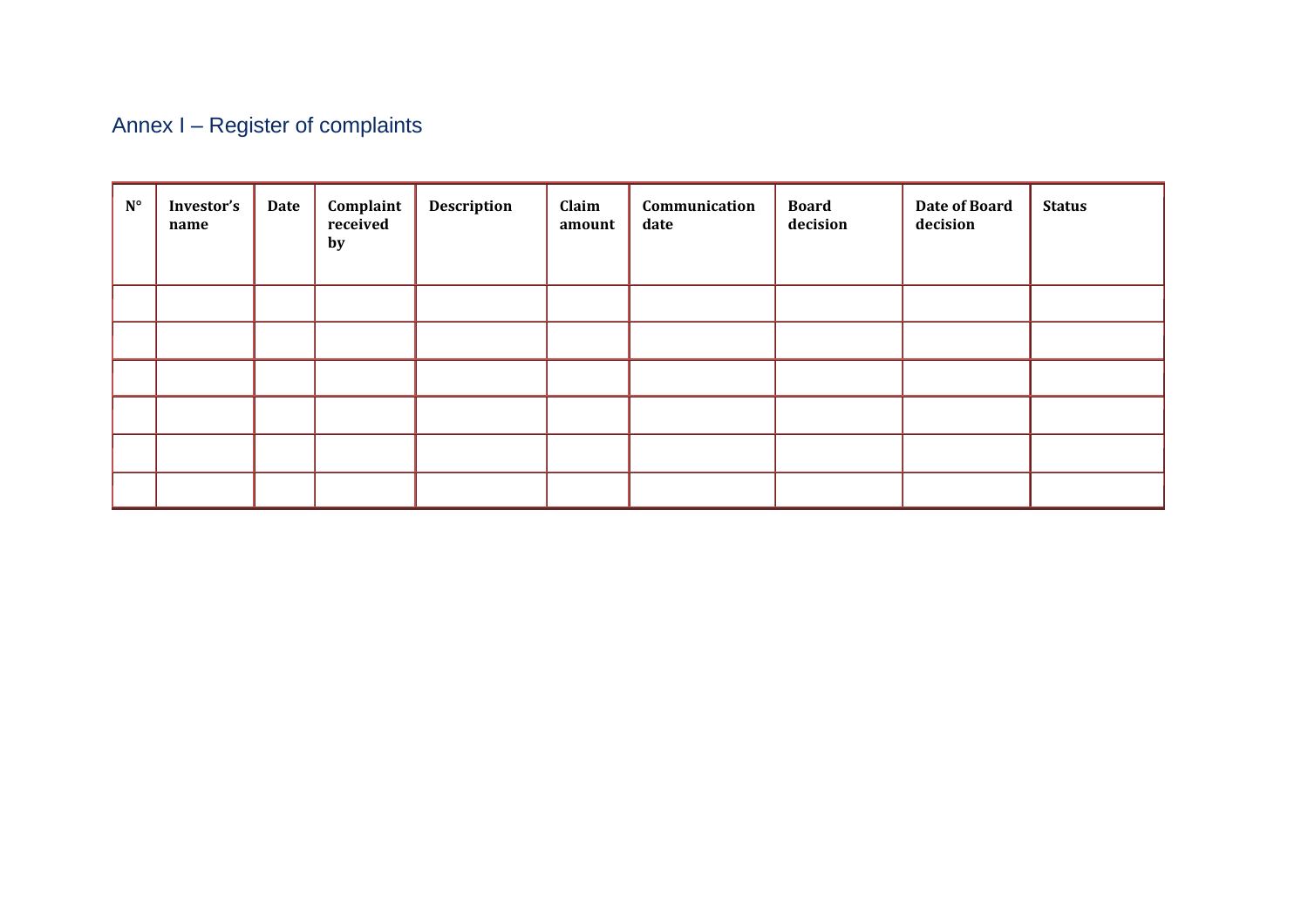## Annex I – Register of complaints

| N° | Investor's name | Date | Complaint received by | Description | Claim amount | Communication date | Board decision | Date of Board decision | Status |
|---|---|---|---|---|---|---|---|---|---|
| | | | | | | | | | |
| | | | | | | | | | |
| | | | | | | | | | |
| | | | | | | | | | |
| | | | | | | | | | |
| | | | | | | | | | |